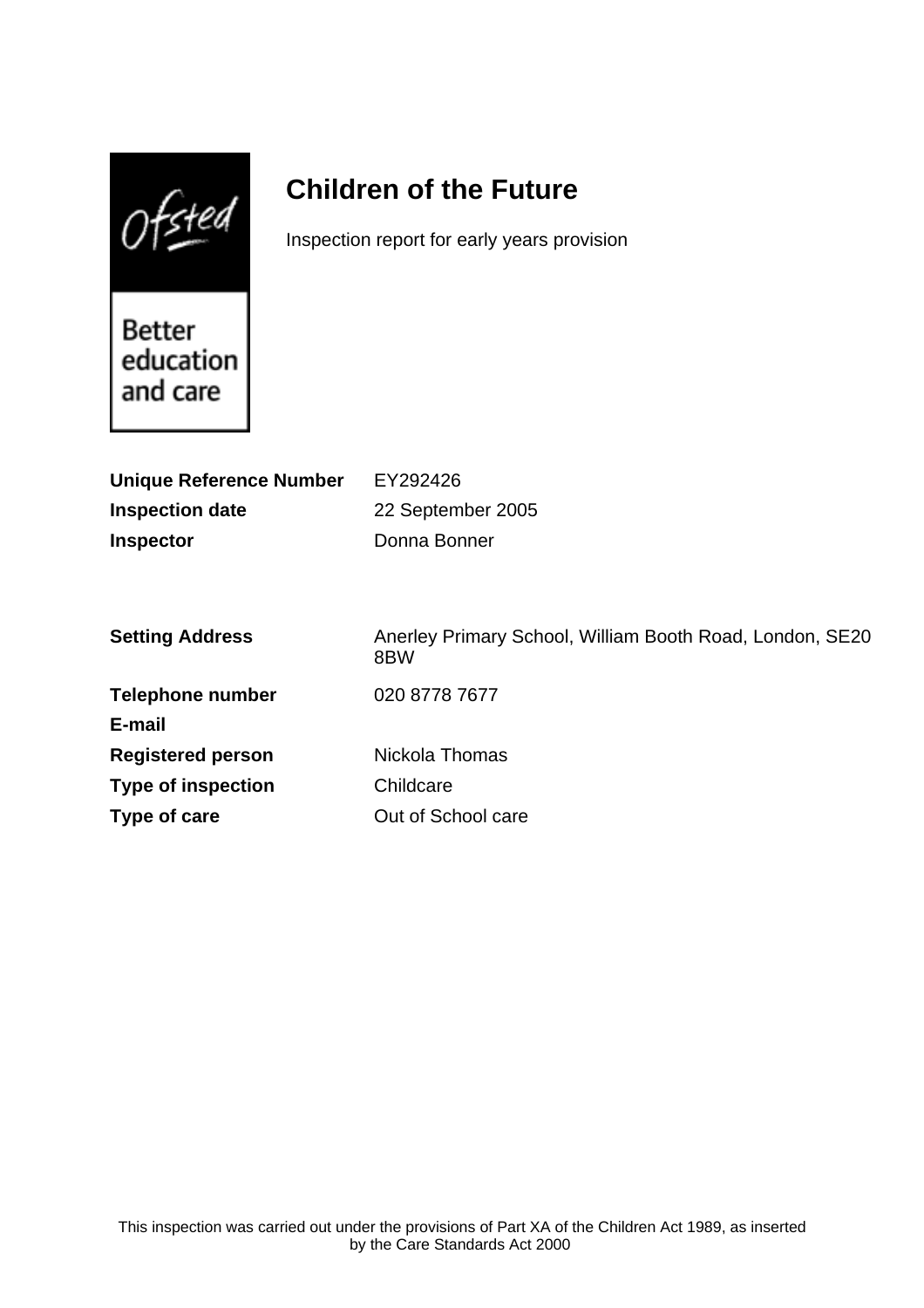# Children of the Future

Inspection report for early years provision

| | |
|---|---|
| **Unique Reference Number** | EY292426 |
| **Inspection date** | 22 September 2005 |
| **Inspector** | Donna Bonner |

| | |
|---|---|
| **Setting Address** | Anerley Primary School, William Booth Road, London, SE20 8BW |
| **Telephone number** | 020 8778 7677 |
| **E-mail** | |
| **Registered person** | Nickola Thomas |
| **Type of inspection** | Childcare |
| **Type of care** | Out of School care |

This inspection was carried out under the provisions of Part XA of the Children Act 1989, as inserted by the Care Standards Act 2000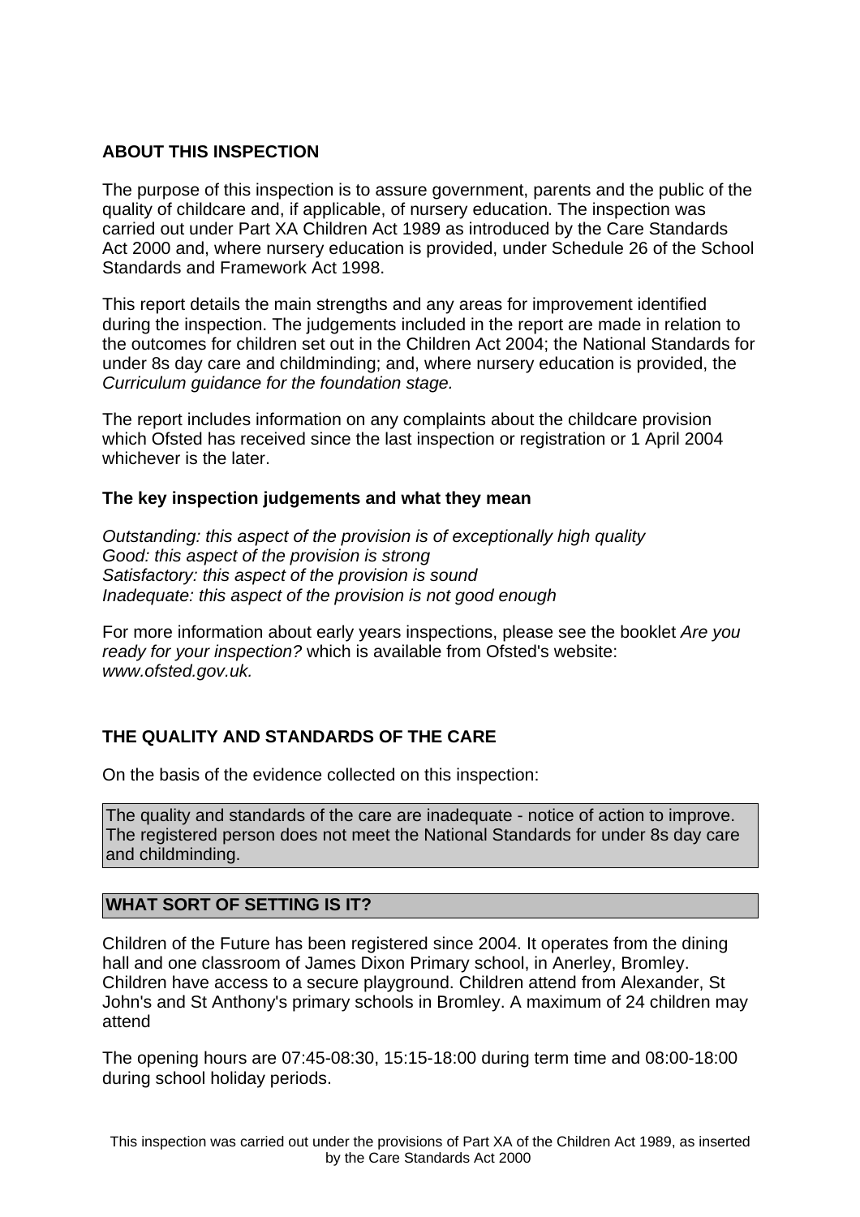## ABOUT THIS INSPECTION

The purpose of this inspection is to assure government, parents and the public of the quality of childcare and, if applicable, of nursery education. The inspection was carried out under Part XA Children Act 1989 as introduced by the Care Standards Act 2000 and, where nursery education is provided, under Schedule 26 of the School Standards and Framework Act 1998.

This report details the main strengths and any areas for improvement identified during the inspection. The judgements included in the report are made in relation to the outcomes for children set out in the Children Act 2004; the National Standards for under 8s day care and childminding; and, where nursery education is provided, the *Curriculum guidance for the foundation stage.*

The report includes information on any complaints about the childcare provision which Ofsted has received since the last inspection or registration or 1 April 2004 whichever is the later.

### The key inspection judgements and what they mean

*Outstanding: this aspect of the provision is of exceptionally high quality*
*Good: this aspect of the provision is strong*
*Satisfactory: this aspect of the provision is sound*
*Inadequate: this aspect of the provision is not good enough*

For more information about early years inspections, please see the booklet *Are you ready for your inspection?* which is available from Ofsted's website: *www.ofsted.gov.uk.*

## THE QUALITY AND STANDARDS OF THE CARE

On the basis of the evidence collected on this inspection:

The quality and standards of the care are inadequate - notice of action to improve. The registered person does not meet the National Standards for under 8s day care and childminding.

## WHAT SORT OF SETTING IS IT?

Children of the Future has been registered since 2004. It operates from the dining hall and one classroom of James Dixon Primary school, in Anerley, Bromley. Children have access to a secure playground. Children attend from Alexander, St John's and St Anthony's primary schools in Bromley. A maximum of 24 children may attend

The opening hours are 07:45-08:30, 15:15-18:00 during term time and 08:00-18:00 during school holiday periods.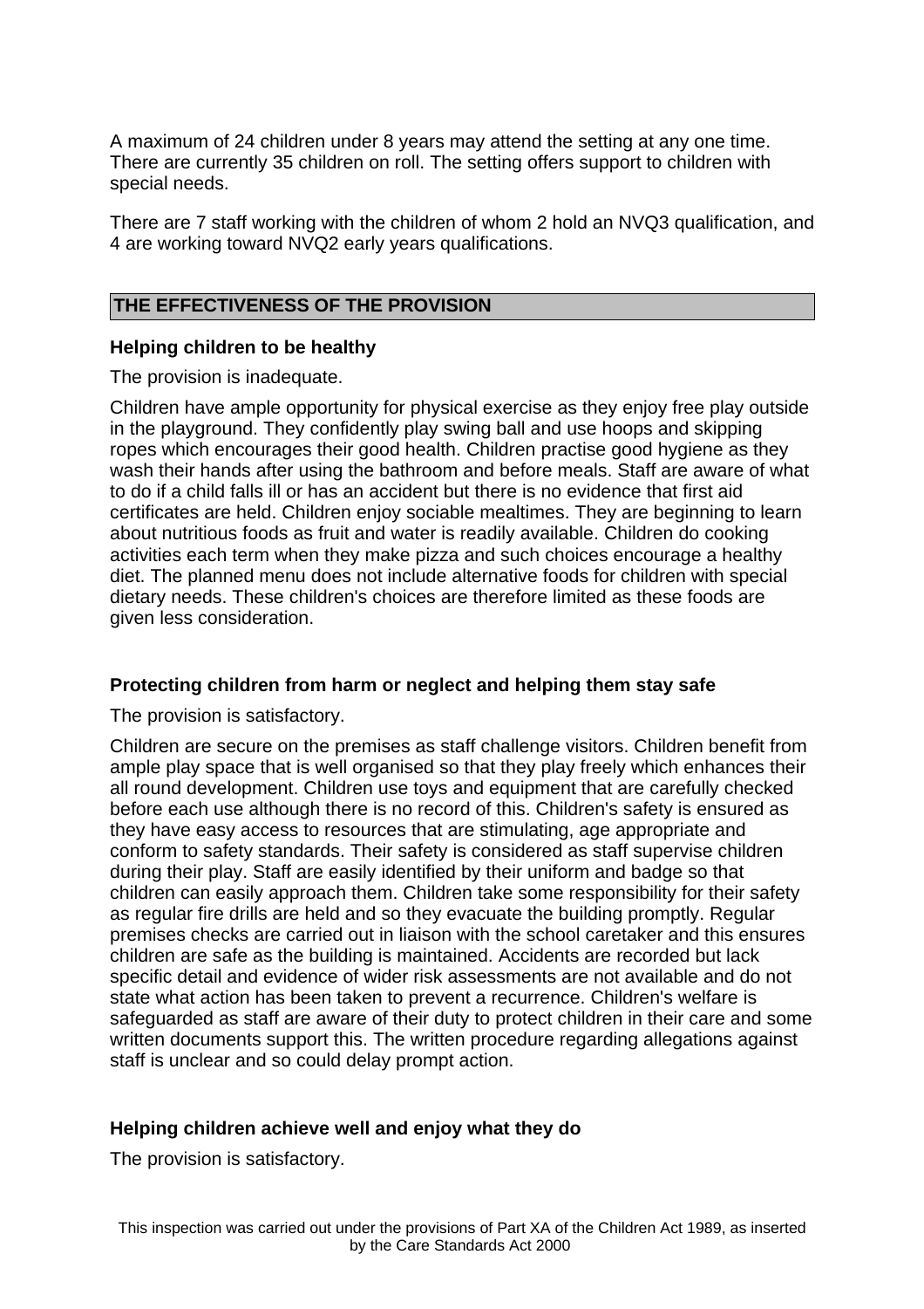A maximum of 24 children under 8 years may attend the setting at any one time. There are currently 35 children on roll. The setting offers support to children with special needs.

There are 7 staff working with the children of whom 2 hold an NVQ3 qualification, and 4 are working toward NVQ2 early years qualifications.

## THE EFFECTIVENESS OF THE PROVISION

### Helping children to be healthy

The provision is inadequate.

Children have ample opportunity for physical exercise as they enjoy free play outside in the playground. They confidently play swing ball and use hoops and skipping ropes which encourages their good health. Children practise good hygiene as they wash their hands after using the bathroom and before meals. Staff are aware of what to do if a child falls ill or has an accident but there is no evidence that first aid certificates are held. Children enjoy sociable mealtimes. They are beginning to learn about nutritious foods as fruit and water is readily available. Children do cooking activities each term when they make pizza and such choices encourage a healthy diet. The planned menu does not include alternative foods for children with special dietary needs. These children's choices are therefore limited as these foods are given less consideration.

### Protecting children from harm or neglect and helping them stay safe

The provision is satisfactory.

Children are secure on the premises as staff challenge visitors. Children benefit from ample play space that is well organised so that they play freely which enhances their all round development. Children use toys and equipment that are carefully checked before each use although there is no record of this. Children's safety is ensured as they have easy access to resources that are stimulating, age appropriate and conform to safety standards. Their safety is considered as staff supervise children during their play. Staff are easily identified by their uniform and badge so that children can easily approach them. Children take some responsibility for their safety as regular fire drills are held and so they evacuate the building promptly. Regular premises checks are carried out in liaison with the school caretaker and this ensures children are safe as the building is maintained. Accidents are recorded but lack specific detail and evidence of wider risk assessments are not available and do not state what action has been taken to prevent a recurrence. Children's welfare is safeguarded as staff are aware of their duty to protect children in their care and some written documents support this. The written procedure regarding allegations against staff is unclear and so could delay prompt action.

### Helping children achieve well and enjoy what they do

The provision is satisfactory.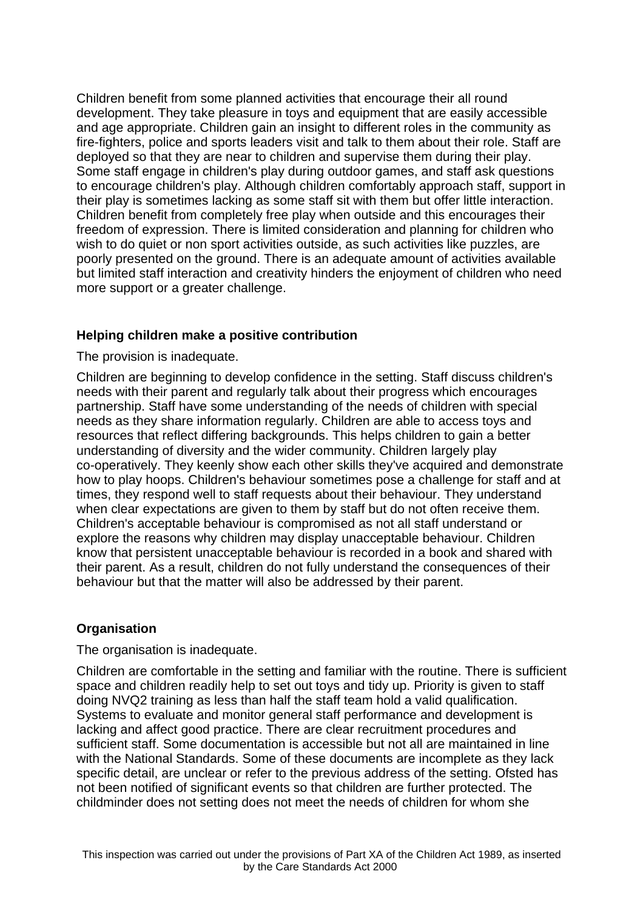Children benefit from some planned activities that encourage their all round development. They take pleasure in toys and equipment that are easily accessible and age appropriate. Children gain an insight to different roles in the community as fire-fighters, police and sports leaders visit and talk to them about their role. Staff are deployed so that they are near to children and supervise them during their play. Some staff engage in children's play during outdoor games, and staff ask questions to encourage children's play. Although children comfortably approach staff, support in their play is sometimes lacking as some staff sit with them but offer little interaction. Children benefit from completely free play when outside and this encourages their freedom of expression. There is limited consideration and planning for children who wish to do quiet or non sport activities outside, as such activities like puzzles, are poorly presented on the ground. There is an adequate amount of activities available but limited staff interaction and creativity hinders the enjoyment of children who need more support or a greater challenge.

**Helping children make a positive contribution**

The provision is inadequate.

Children are beginning to develop confidence in the setting. Staff discuss children's needs with their parent and regularly talk about their progress which encourages partnership. Staff have some understanding of the needs of children with special needs as they share information regularly. Children are able to access toys and resources that reflect differing backgrounds. This helps children to gain a better understanding of diversity and the wider community. Children largely play co-operatively. They keenly show each other skills they've acquired and demonstrate how to play hoops. Children's behaviour sometimes pose a challenge for staff and at times, they respond well to staff requests about their behaviour. They understand when clear expectations are given to them by staff but do not often receive them. Children's acceptable behaviour is compromised as not all staff understand or explore the reasons why children may display unacceptable behaviour. Children know that persistent unacceptable behaviour is recorded in a book and shared with their parent. As a result, children do not fully understand the consequences of their behaviour but that the matter will also be addressed by their parent.

**Organisation**

The organisation is inadequate.

Children are comfortable in the setting and familiar with the routine. There is sufficient space and children readily help to set out toys and tidy up. Priority is given to staff doing NVQ2 training as less than half the staff team hold a valid qualification. Systems to evaluate and monitor general staff performance and development is lacking and affect good practice. There are clear recruitment procedures and sufficient staff. Some documentation is accessible but not all are maintained in line with the National Standards. Some of these documents are incomplete as they lack specific detail, are unclear or refer to the previous address of the setting. Ofsted has not been notified of significant events so that children are further protected. The childminder does not setting does not meet the needs of children for whom she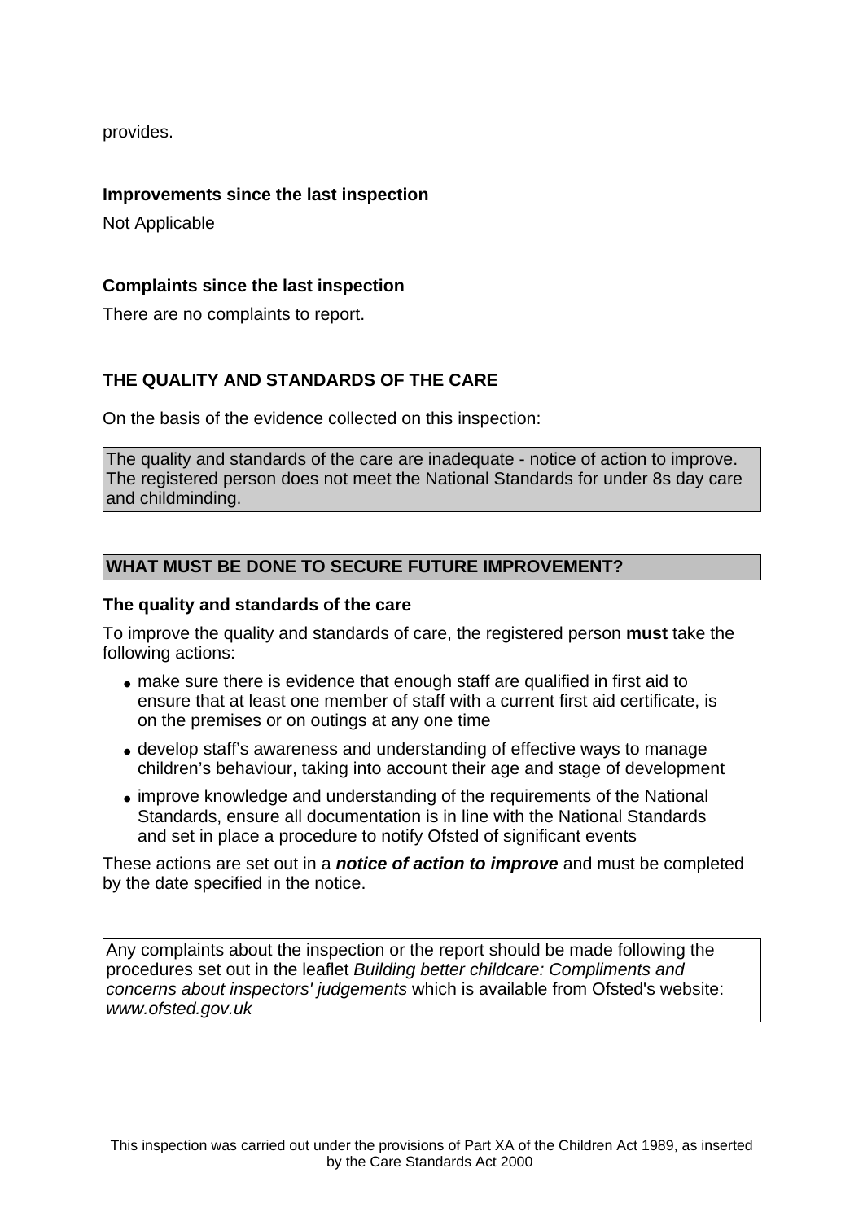provides.

**Improvements since the last inspection**

Not Applicable

**Complaints since the last inspection**

There are no complaints to report.

**THE QUALITY AND STANDARDS OF THE CARE**

On the basis of the evidence collected on this inspection:

The quality and standards of the care are inadequate - notice of action to improve. The registered person does not meet the National Standards for under 8s day care and childminding.

**WHAT MUST BE DONE TO SECURE FUTURE IMPROVEMENT?**

**The quality and standards of the care**

To improve the quality and standards of care, the registered person **must** take the following actions:

- make sure there is evidence that enough staff are qualified in first aid to ensure that at least one member of staff with a current first aid certificate, is on the premises or on outings at any one time
- develop staff's awareness and understanding of effective ways to manage children's behaviour, taking into account their age and stage of development
- improve knowledge and understanding of the requirements of the National Standards, ensure all documentation is in line with the National Standards and set in place a procedure to notify Ofsted of significant events

These actions are set out in a ***notice of action to improve*** and must be completed by the date specified in the notice.

Any complaints about the inspection or the report should be made following the procedures set out in the leaflet *Building better childcare: Compliments and concerns about inspectors' judgements* which is available from Ofsted's website: *www.ofsted.gov.uk*

This inspection was carried out under the provisions of Part XA of the Children Act 1989, as inserted by the Care Standards Act 2000